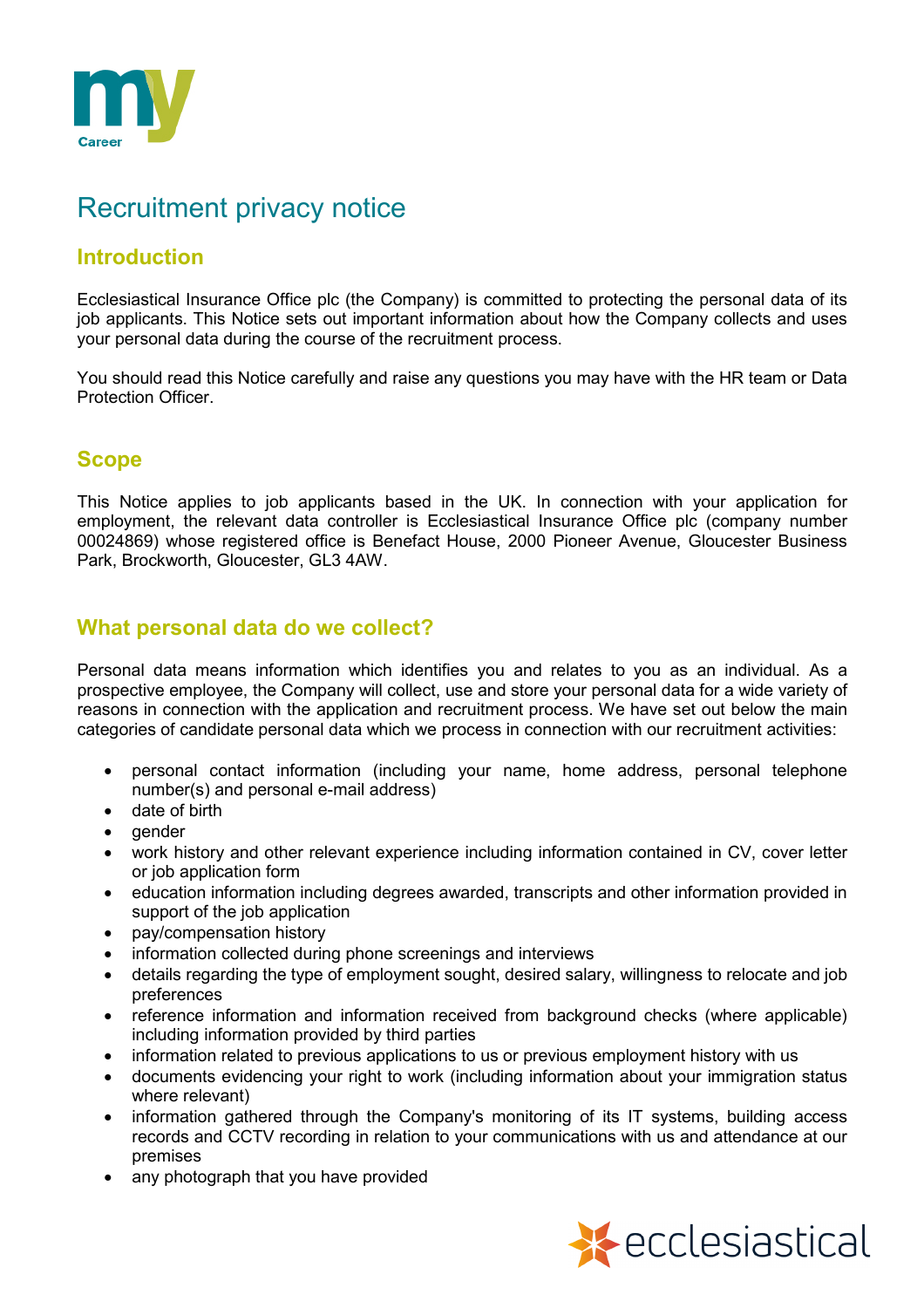# Recruitment privacy notice

## Introduction

Ecclesiastical Insurance Office plc (the Company) is committed to protecting the personal data of its job applicants. This Notice sets out important information about how the Company collects and uses your personal data during the course of the recruitment process.

You should read this Notice carefully and raise any questions you may have with the HR team or Data Protection Officer.

## Scope

This Notice applies to job applicants based in the UK. In connection with your application for employment, the relevant data controller is Ecclesiastical Insurance Office plc (company number 00024869) whose registered office is Benefact House, 2000 Pioneer Avenue, Gloucester Business Park, Brockworth, Gloucester, GL3 4AW.

## What personal data do we collect?

Personal data means information which identifies you and relates to you as an individual. As a prospective employee, the Company will collect, use and store your personal data for a wide variety of reasons in connection with the application and recruitment process. We have set out below the main categories of candidate personal data which we process in connection with our recruitment activities:

- personal contact information (including your name, home address, personal telephone number(s) and personal e-mail address)
- date of birth
- gender
- work history and other relevant experience including information contained in CV, cover letter or job application form
- education information including degrees awarded, transcripts and other information provided in support of the job application
- pay/compensation history
- information collected during phone screenings and interviews
- details regarding the type of employment sought, desired salary, willingness to relocate and job preferences
- reference information and information received from background checks (where applicable) including information provided by third parties
- information related to previous applications to us or previous employment history with us
- documents evidencing your right to work (including information about your immigration status where relevant)
- information gathered through the Company's monitoring of its IT systems, building access records and CCTV recording in relation to your communications with us and attendance at our premises
- any photograph that you have provided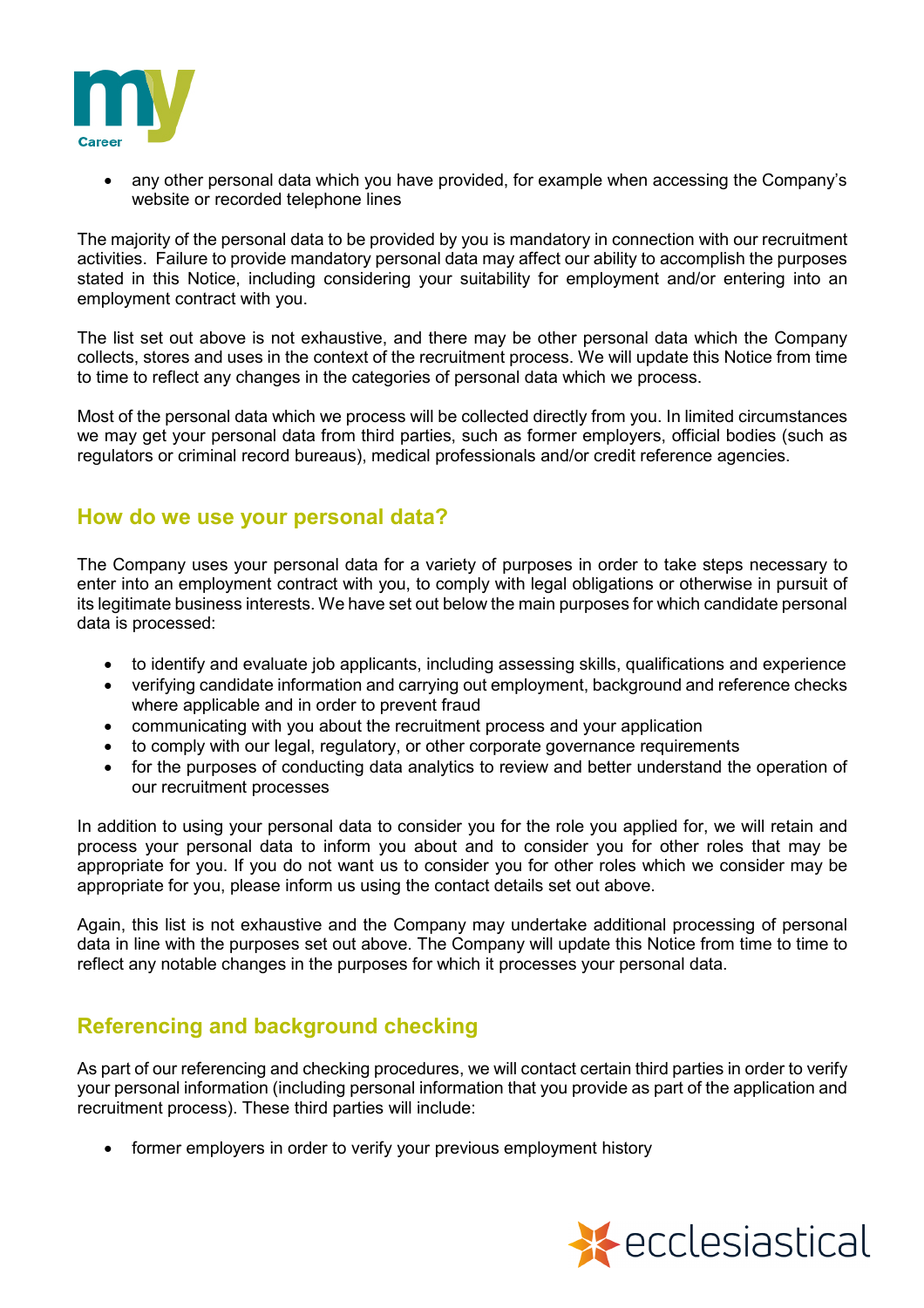- any other personal data which you have provided, for example when accessing the Company's website or recorded telephone lines

The majority of the personal data to be provided by you is mandatory in connection with our recruitment activities. Failure to provide mandatory personal data may affect our ability to accomplish the purposes stated in this Notice, including considering your suitability for employment and/or entering into an employment contract with you.

The list set out above is not exhaustive, and there may be other personal data which the Company collects, stores and uses in the context of the recruitment process. We will update this Notice from time to time to reflect any changes in the categories of personal data which we process.

Most of the personal data which we process will be collected directly from you. In limited circumstances we may get your personal data from third parties, such as former employers, official bodies (such as regulators or criminal record bureaus), medical professionals and/or credit reference agencies.

## How do we use your personal data?

The Company uses your personal data for a variety of purposes in order to take steps necessary to enter into an employment contract with you, to comply with legal obligations or otherwise in pursuit of its legitimate business interests. We have set out below the main purposes for which candidate personal data is processed:

- to identify and evaluate job applicants, including assessing skills, qualifications and experience
- verifying candidate information and carrying out employment, background and reference checks where applicable and in order to prevent fraud
- communicating with you about the recruitment process and your application
- to comply with our legal, regulatory, or other corporate governance requirements
- for the purposes of conducting data analytics to review and better understand the operation of our recruitment processes

In addition to using your personal data to consider you for the role you applied for, we will retain and process your personal data to inform you about and to consider you for other roles that may be appropriate for you. If you do not want us to consider you for other roles which we consider may be appropriate for you, please inform us using the contact details set out above.

Again, this list is not exhaustive and the Company may undertake additional processing of personal data in line with the purposes set out above. The Company will update this Notice from time to time to reflect any notable changes in the purposes for which it processes your personal data.

## Referencing and background checking

As part of our referencing and checking procedures, we will contact certain third parties in order to verify your personal information (including personal information that you provide as part of the application and recruitment process). These third parties will include:

- former employers in order to verify your previous employment history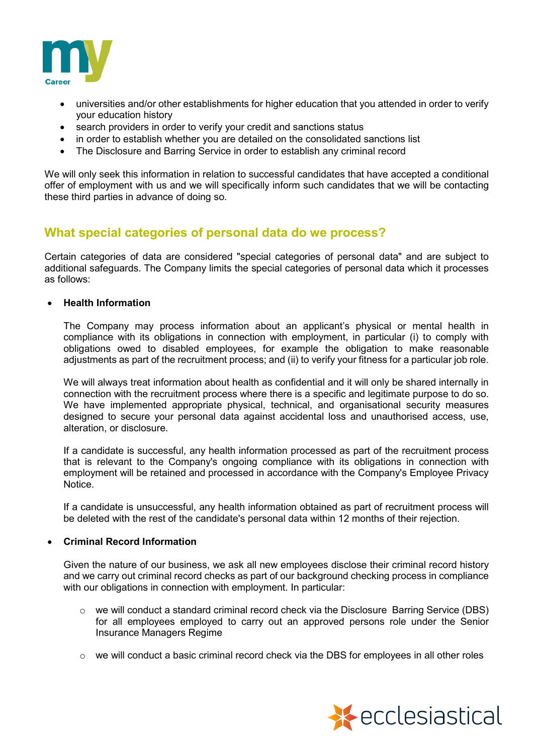- universities and/or other establishments for higher education that you attended in order to verify your education history
- search providers in order to verify your credit and sanctions status
- in order to establish whether you are detailed on the consolidated sanctions list
- The Disclosure and Barring Service in order to establish any criminal record

We will only seek this information in relation to successful candidates that have accepted a conditional offer of employment with us and we will specifically inform such candidates that we will be contacting these third parties in advance of doing so.

## What special categories of personal data do we process?

Certain categories of data are considered "special categories of personal data" and are subject to additional safeguards. The Company limits the special categories of personal data which it processes as follows:

- **Health Information**

  The Company may process information about an applicant's physical or mental health in compliance with its obligations in connection with employment, in particular (i) to comply with obligations owed to disabled employees, for example the obligation to make reasonable adjustments as part of the recruitment process; and (ii) to verify your fitness for a particular job role.

  We will always treat information about health as confidential and it will only be shared internally in connection with the recruitment process where there is a specific and legitimate purpose to do so. We have implemented appropriate physical, technical, and organisational security measures designed to secure your personal data against accidental loss and unauthorised access, use, alteration, or disclosure.

  If a candidate is successful, any health information processed as part of the recruitment process that is relevant to the Company's ongoing compliance with its obligations in connection with employment will be retained and processed in accordance with the Company's Employee Privacy Notice.

  If a candidate is unsuccessful, any health information obtained as part of recruitment process will be deleted with the rest of the candidate's personal data within 12 months of their rejection.

- **Criminal Record Information**

  Given the nature of our business, we ask all new employees disclose their criminal record history and we carry out criminal record checks as part of our background checking process in compliance with our obligations in connection with employment. In particular:

  - we will conduct a standard criminal record check via the Disclosure Barring Service (DBS) for all employees employed to carry out an approved persons role under the Senior Insurance Managers Regime

  - we will conduct a basic criminal record check via the DBS for employees in all other roles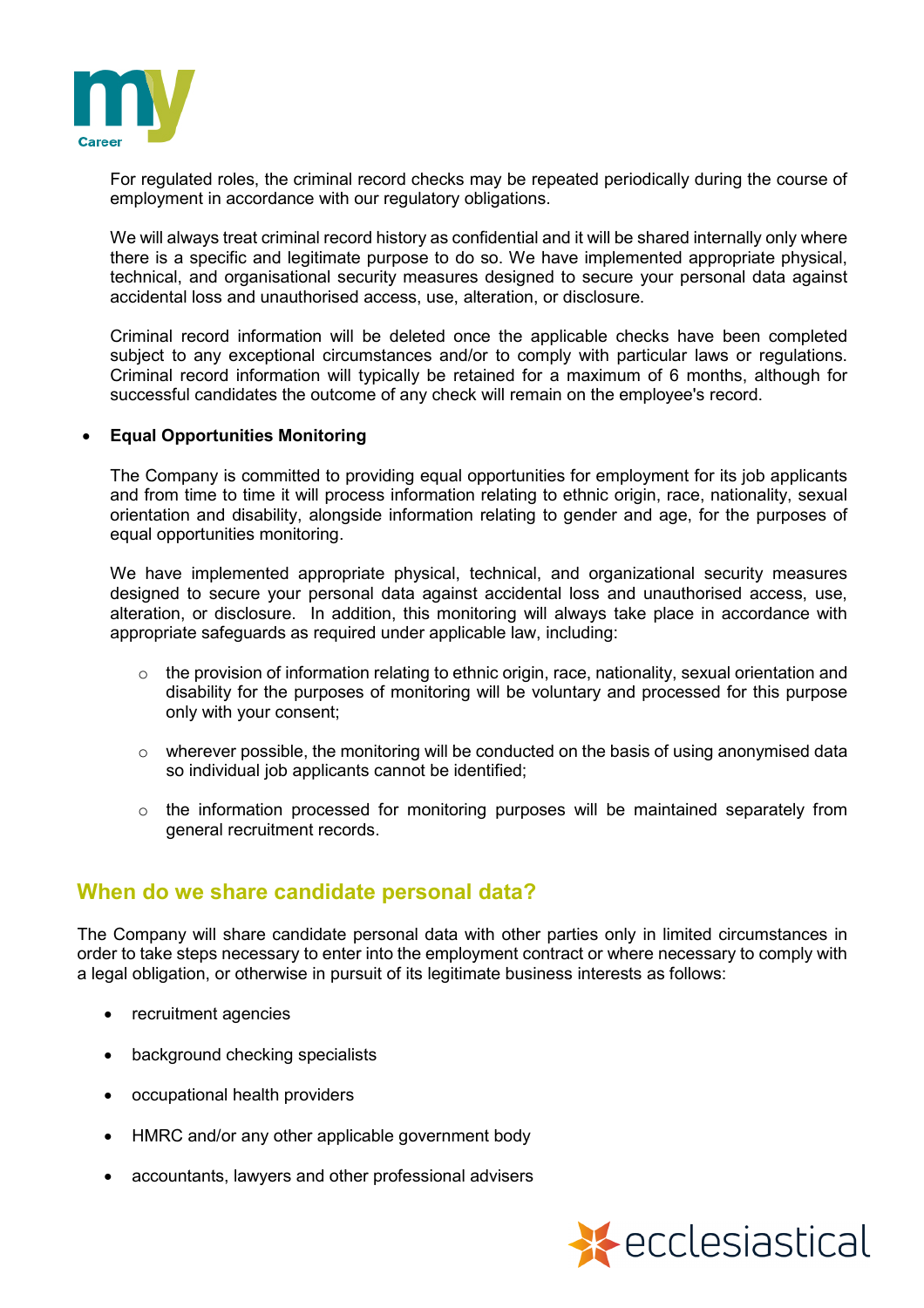For regulated roles, the criminal record checks may be repeated periodically during the course of employment in accordance with our regulatory obligations.

We will always treat criminal record history as confidential and it will be shared internally only where there is a specific and legitimate purpose to do so. We have implemented appropriate physical, technical, and organisational security measures designed to secure your personal data against accidental loss and unauthorised access, use, alteration, or disclosure.

Criminal record information will be deleted once the applicable checks have been completed subject to any exceptional circumstances and/or to comply with particular laws or regulations. Criminal record information will typically be retained for a maximum of 6 months, although for successful candidates the outcome of any check will remain on the employee's record.

- **Equal Opportunities Monitoring**

  The Company is committed to providing equal opportunities for employment for its job applicants and from time to time it will process information relating to ethnic origin, race, nationality, sexual orientation and disability, alongside information relating to gender and age, for the purposes of equal opportunities monitoring.

  We have implemented appropriate physical, technical, and organizational security measures designed to secure your personal data against accidental loss and unauthorised access, use, alteration, or disclosure. In addition, this monitoring will always take place in accordance with appropriate safeguards as required under applicable law, including:

  - the provision of information relating to ethnic origin, race, nationality, sexual orientation and disability for the purposes of monitoring will be voluntary and processed for this purpose only with your consent;
  - wherever possible, the monitoring will be conducted on the basis of using anonymised data so individual job applicants cannot be identified;
  - the information processed for monitoring purposes will be maintained separately from general recruitment records.

## When do we share candidate personal data?

The Company will share candidate personal data with other parties only in limited circumstances in order to take steps necessary to enter into the employment contract or where necessary to comply with a legal obligation, or otherwise in pursuit of its legitimate business interests as follows:

- recruitment agencies
- background checking specialists
- occupational health providers
- HMRC and/or any other applicable government body
- accountants, lawyers and other professional advisers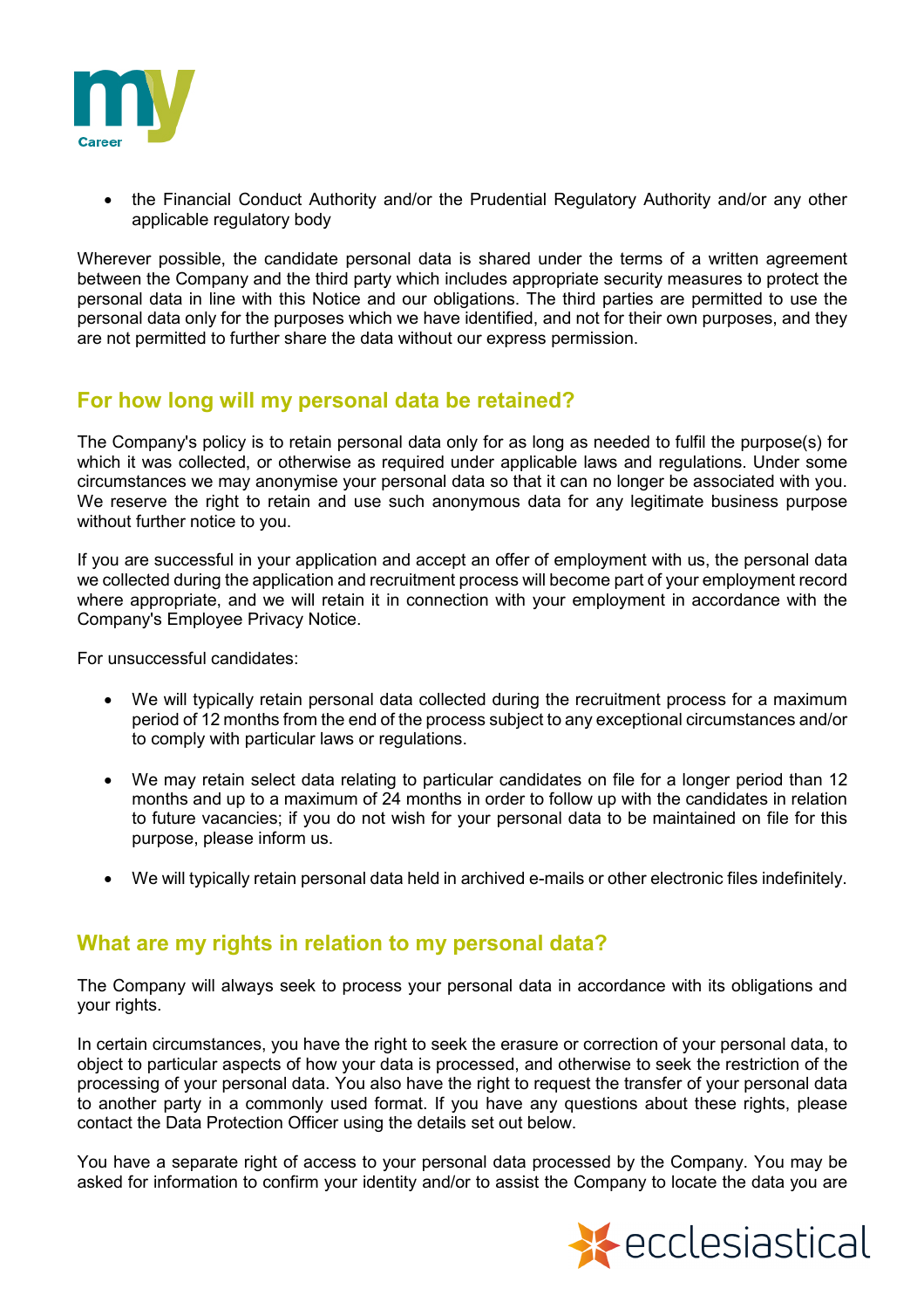- the Financial Conduct Authority and/or the Prudential Regulatory Authority and/or any other applicable regulatory body

Wherever possible, the candidate personal data is shared under the terms of a written agreement between the Company and the third party which includes appropriate security measures to protect the personal data in line with this Notice and our obligations. The third parties are permitted to use the personal data only for the purposes which we have identified, and not for their own purposes, and they are not permitted to further share the data without our express permission.

## For how long will my personal data be retained?

The Company's policy is to retain personal data only for as long as needed to fulfil the purpose(s) for which it was collected, or otherwise as required under applicable laws and regulations. Under some circumstances we may anonymise your personal data so that it can no longer be associated with you. We reserve the right to retain and use such anonymous data for any legitimate business purpose without further notice to you.

If you are successful in your application and accept an offer of employment with us, the personal data we collected during the application and recruitment process will become part of your employment record where appropriate, and we will retain it in connection with your employment in accordance with the Company's Employee Privacy Notice.

For unsuccessful candidates:

- We will typically retain personal data collected during the recruitment process for a maximum period of 12 months from the end of the process subject to any exceptional circumstances and/or to comply with particular laws or regulations.

- We may retain select data relating to particular candidates on file for a longer period than 12 months and up to a maximum of 24 months in order to follow up with the candidates in relation to future vacancies; if you do not wish for your personal data to be maintained on file for this purpose, please inform us.

- We will typically retain personal data held in archived e-mails or other electronic files indefinitely.

## What are my rights in relation to my personal data?

The Company will always seek to process your personal data in accordance with its obligations and your rights.

In certain circumstances, you have the right to seek the erasure or correction of your personal data, to object to particular aspects of how your data is processed, and otherwise to seek the restriction of the processing of your personal data. You also have the right to request the transfer of your personal data to another party in a commonly used format. If you have any questions about these rights, please contact the Data Protection Officer using the details set out below.

You have a separate right of access to your personal data processed by the Company. You may be asked for information to confirm your identity and/or to assist the Company to locate the data you are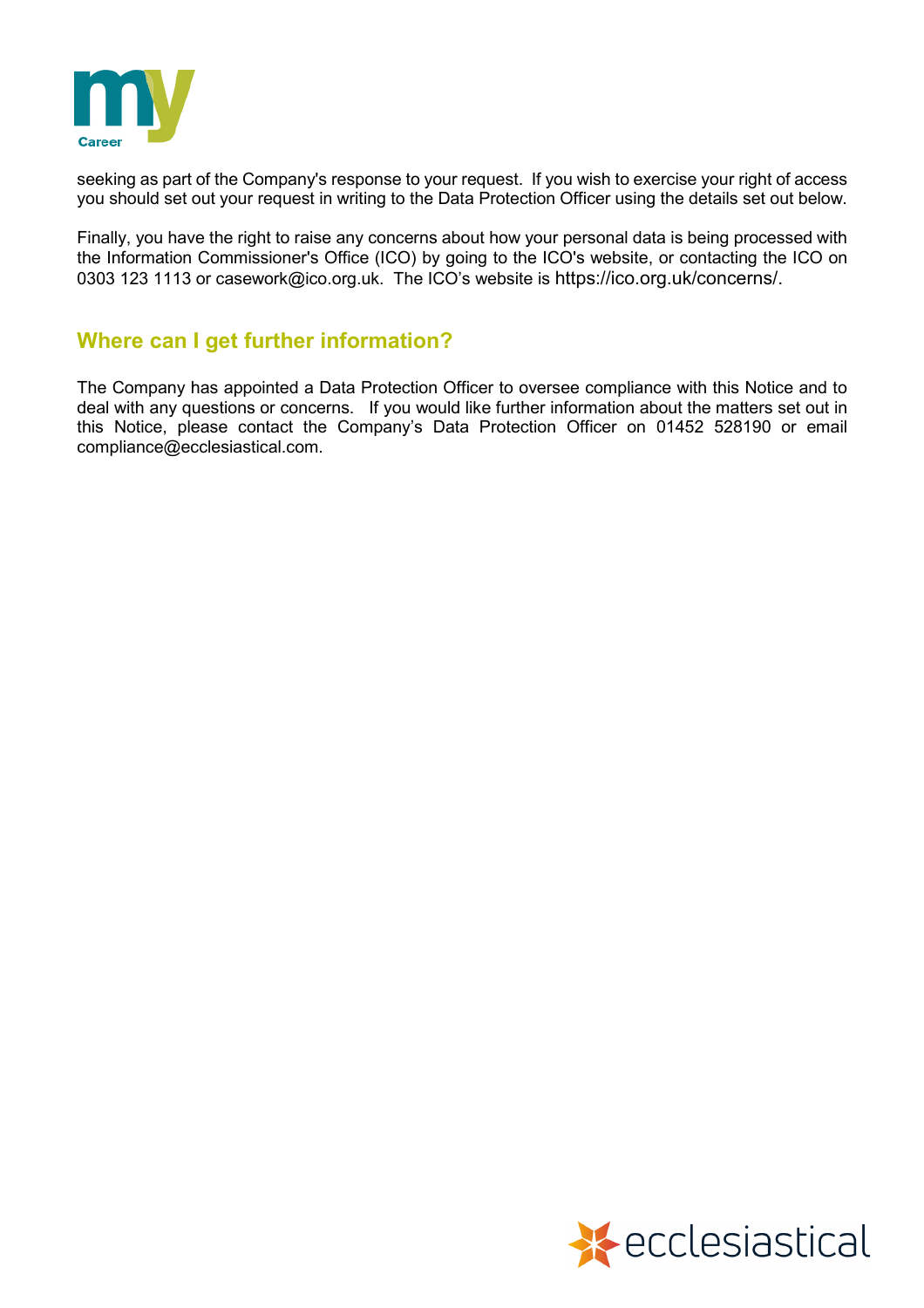seeking as part of the Company's response to your request. If you wish to exercise your right of access you should set out your request in writing to the Data Protection Officer using the details set out below.

Finally, you have the right to raise any concerns about how your personal data is being processed with the Information Commissioner's Office (ICO) by going to the ICO's website, or contacting the ICO on 0303 123 1113 or casework@ico.org.uk. The ICO's website is https://ico.org.uk/concerns/.

## Where can I get further information?

The Company has appointed a Data Protection Officer to oversee compliance with this Notice and to deal with any questions or concerns. If you would like further information about the matters set out in this Notice, please contact the Company's Data Protection Officer on 01452 528190 or email compliance@ecclesiastical.com.